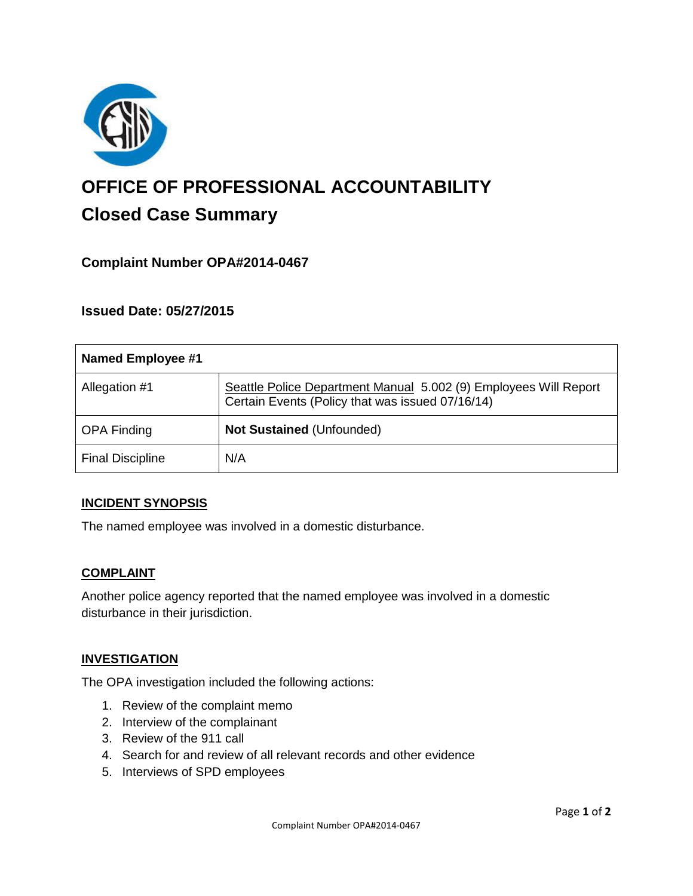# OFFICE OF PROFESSIONAL ACCOUNTABILITY

## Closed Case Summary

### Complaint Number OPA#2014-0467

### Issued Date: 05/27/2015

| Named Employee #1 | |
|---|---|
| Allegation #1 | Seattle Police Department Manual 5.002 (9) Employees Will Report Certain Events (Policy that was issued 07/16/14) |
| OPA Finding | **Not Sustained** (Unfounded) |
| Final Discipline | N/A |

**INCIDENT SYNOPSIS**

The named employee was involved in a domestic disturbance.

**COMPLAINT**

Another police agency reported that the named employee was involved in a domestic disturbance in their jurisdiction.

**INVESTIGATION**

The OPA investigation included the following actions:

1. Review of the complaint memo
2. Interview of the complainant
3. Review of the 911 call
4. Search for and review of all relevant records and other evidence
5. Interviews of SPD employees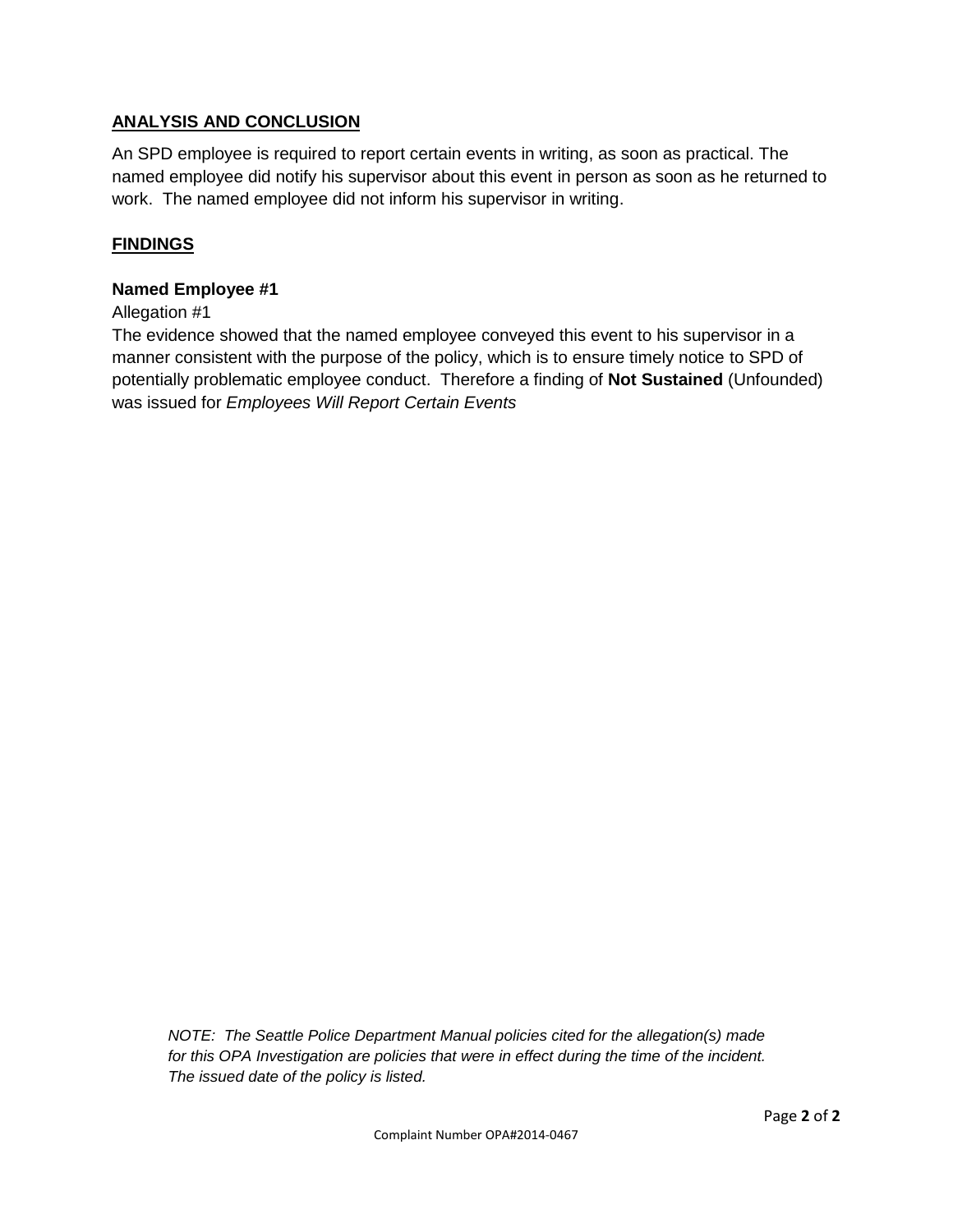## ANALYSIS AND CONCLUSION

An SPD employee is required to report certain events in writing, as soon as practical. The named employee did notify his supervisor about this event in person as soon as he returned to work. The named employee did not inform his supervisor in writing.

## FINDINGS

**Named Employee #1**

Allegation #1

The evidence showed that the named employee conveyed this event to his supervisor in a manner consistent with the purpose of the policy, which is to ensure timely notice to SPD of potentially problematic employee conduct. Therefore a finding of **Not Sustained** (Unfounded) was issued for *Employees Will Report Certain Events*

*NOTE: The Seattle Police Department Manual policies cited for the allegation(s) made for this OPA Investigation are policies that were in effect during the time of the incident. The issued date of the policy is listed.*

Complaint Number OPA#2014-0467